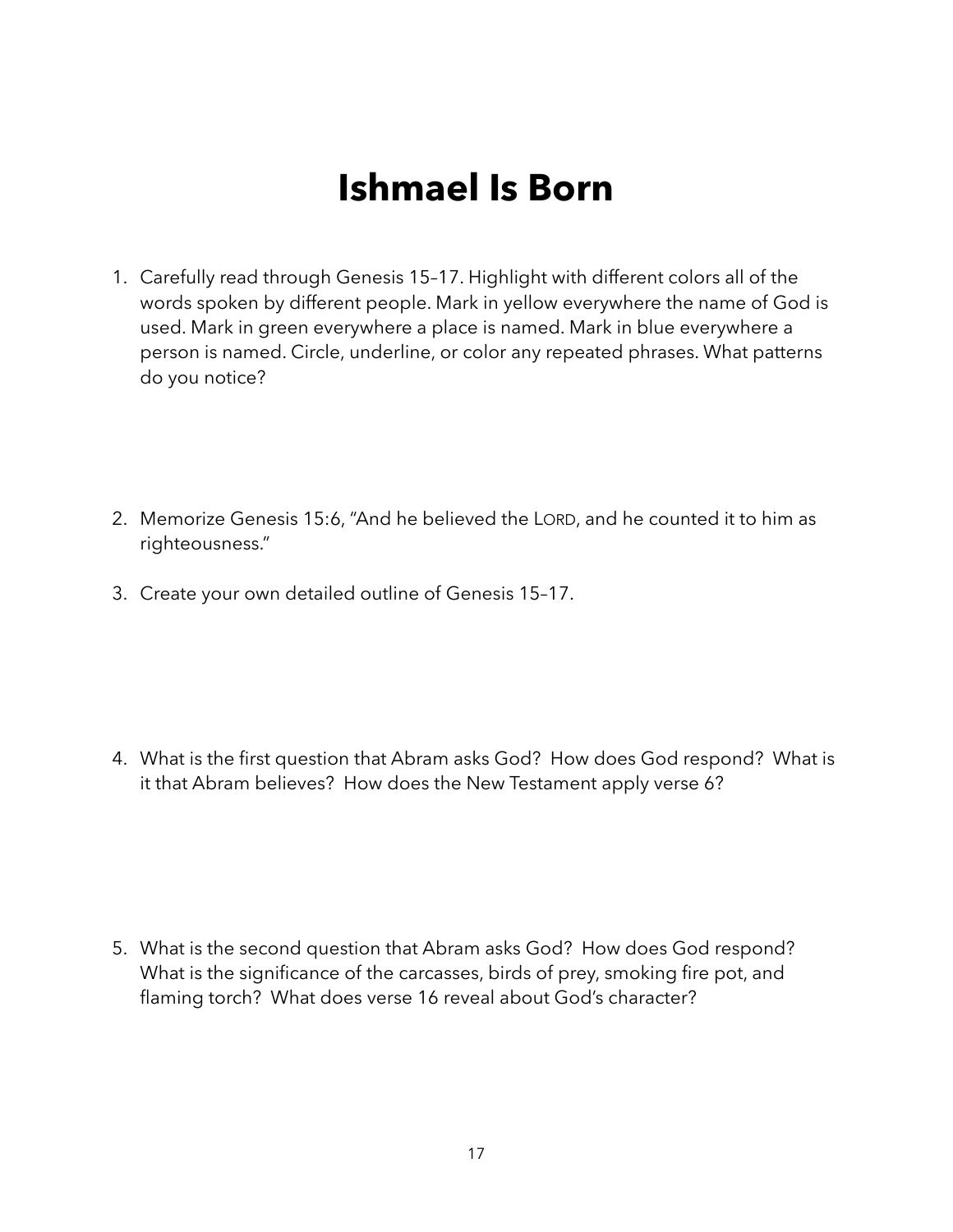# Ishmael Is Born

1. Carefully read through Genesis 15–17. Highlight with different colors all of the words spoken by different people. Mark in yellow everywhere the name of God is used. Mark in green everywhere a place is named. Mark in blue everywhere a person is named. Circle, underline, or color any repeated phrases. What patterns do you notice?

2. Memorize Genesis 15:6, "And he believed the LORD, and he counted it to him as righteousness."

3. Create your own detailed outline of Genesis 15–17.

4. What is the first question that Abram asks God? How does God respond? What is it that Abram believes? How does the New Testament apply verse 6?

5. What is the second question that Abram asks God? How does God respond? What is the significance of the carcasses, birds of prey, smoking fire pot, and flaming torch? What does verse 16 reveal about God's character?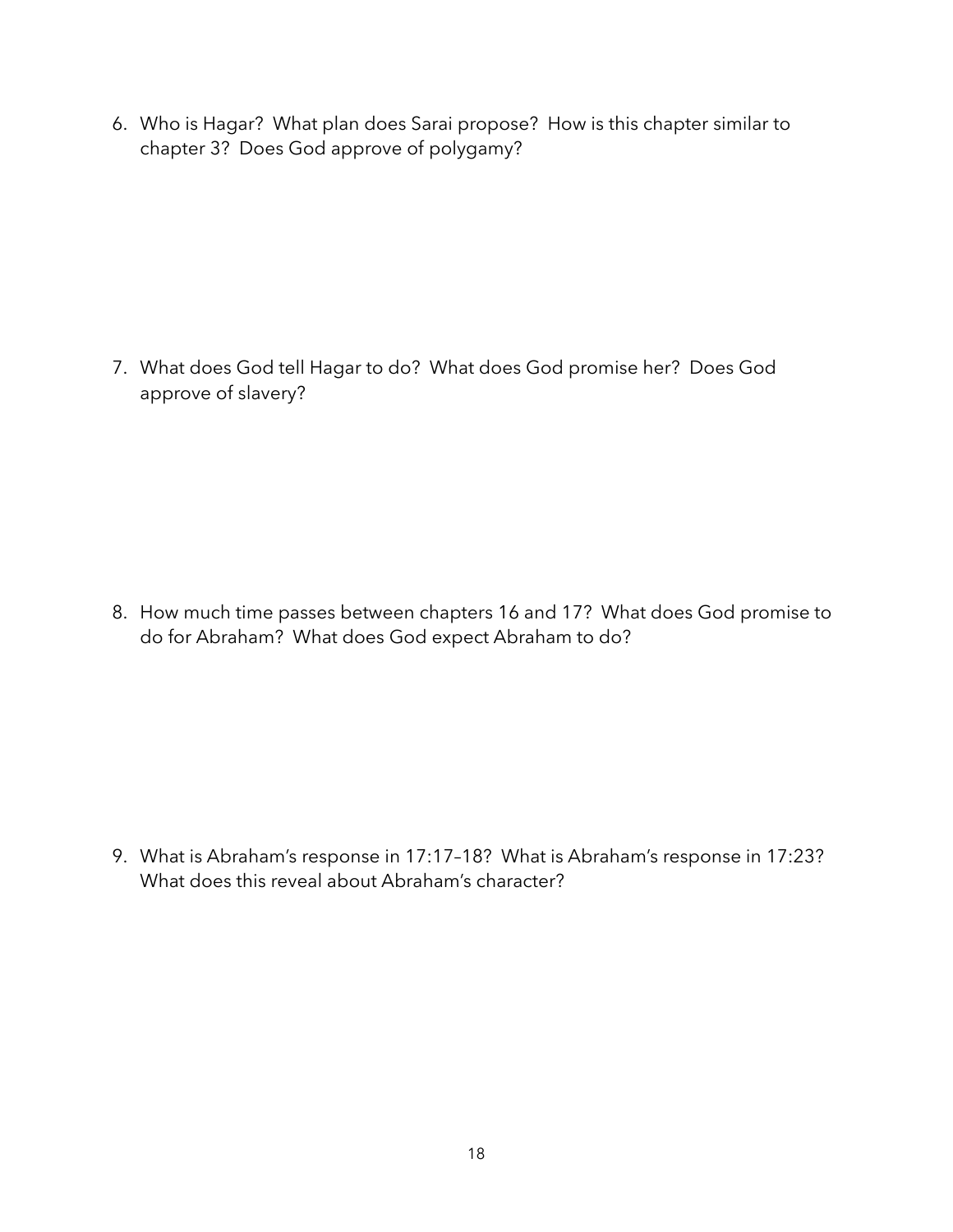6. Who is Hagar? What plan does Sarai propose? How is this chapter similar to chapter 3? Does God approve of polygamy?

7. What does God tell Hagar to do? What does God promise her? Does God approve of slavery?

8. How much time passes between chapters 16 and 17? What does God promise to do for Abraham? What does God expect Abraham to do?

9. What is Abraham's response in 17:17–18? What is Abraham's response in 17:23? What does this reveal about Abraham's character?